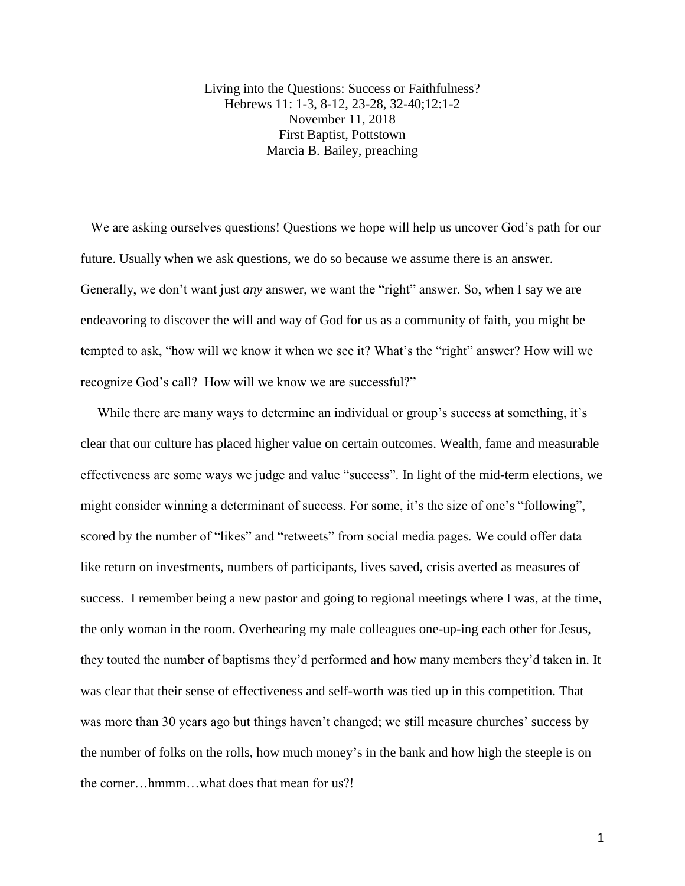# Living into the Questions: Success or Faithfulness?

Hebrews 11: 1-3, 8-12, 23-28, 32-40;12:1-2
November 11, 2018
First Baptist, Pottstown
Marcia B. Bailey, preaching

We are asking ourselves questions! Questions we hope will help us uncover God's path for our future. Usually when we ask questions, we do so because we assume there is an answer. Generally, we don't want just *any* answer, we want the "right" answer. So, when I say we are endeavoring to discover the will and way of God for us as a community of faith, you might be tempted to ask, "how will we know it when we see it? What's the "right" answer? How will we recognize God's call? How will we know we are successful?"

While there are many ways to determine an individual or group's success at something, it's clear that our culture has placed higher value on certain outcomes. Wealth, fame and measurable effectiveness are some ways we judge and value "success". In light of the mid-term elections, we might consider winning a determinant of success. For some, it's the size of one's "following", scored by the number of "likes" and "retweets" from social media pages. We could offer data like return on investments, numbers of participants, lives saved, crisis averted as measures of success. I remember being a new pastor and going to regional meetings where I was, at the time, the only woman in the room. Overhearing my male colleagues one-up-ing each other for Jesus, they touted the number of baptisms they'd performed and how many members they'd taken in. It was clear that their sense of effectiveness and self-worth was tied up in this competition. That was more than 30 years ago but things haven't changed; we still measure churches' success by the number of folks on the rolls, how much money's in the bank and how high the steeple is on the corner…hmmm…what does that mean for us?!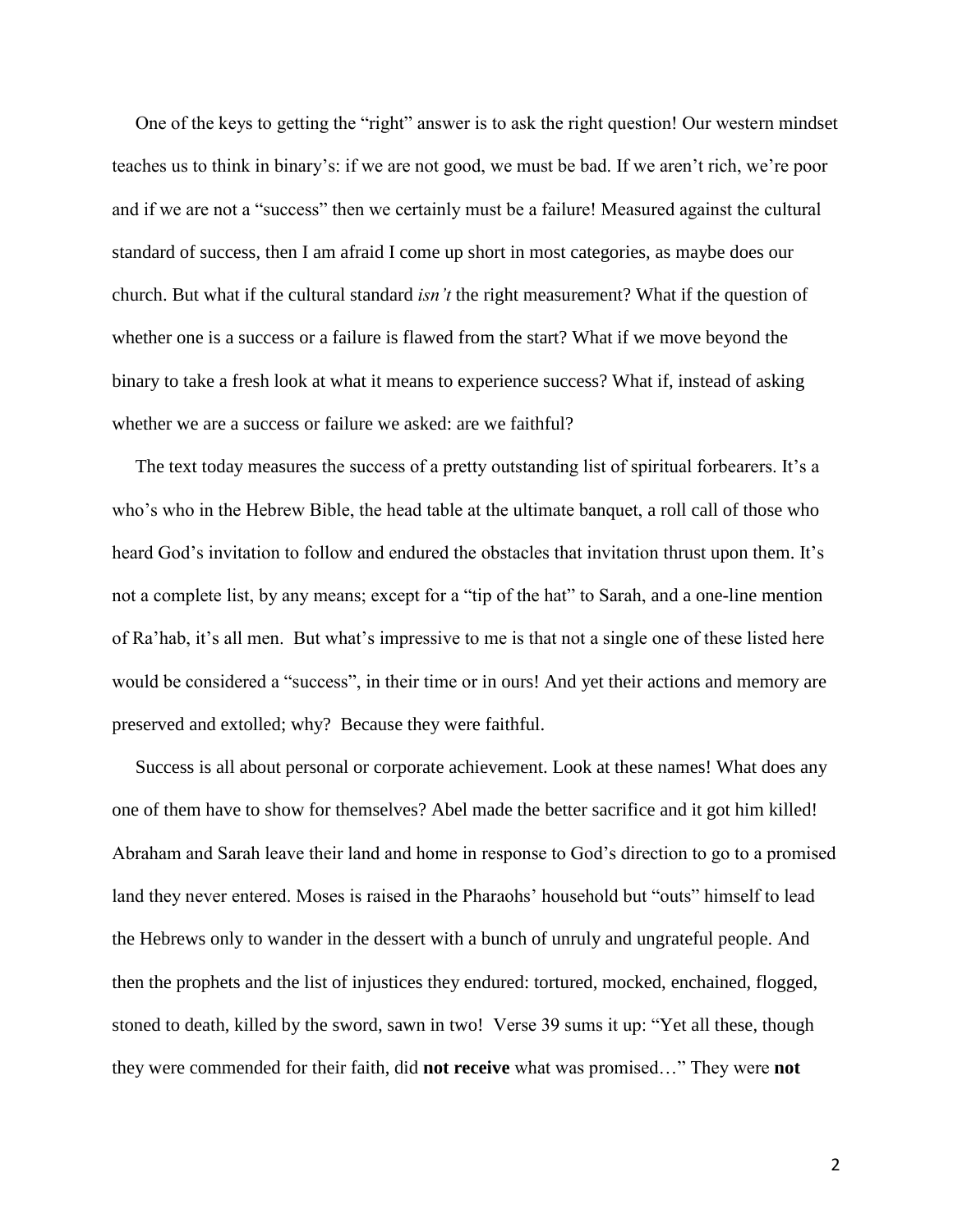One of the keys to getting the "right" answer is to ask the right question! Our western mindset teaches us to think in binary's: if we are not good, we must be bad. If we aren't rich, we're poor and if we are not a "success" then we certainly must be a failure! Measured against the cultural standard of success, then I am afraid I come up short in most categories, as maybe does our church. But what if the cultural standard *isn't* the right measurement? What if the question of whether one is a success or a failure is flawed from the start? What if we move beyond the binary to take a fresh look at what it means to experience success? What if, instead of asking whether we are a success or failure we asked: are we faithful?

The text today measures the success of a pretty outstanding list of spiritual forbearers. It's a who's who in the Hebrew Bible, the head table at the ultimate banquet, a roll call of those who heard God's invitation to follow and endured the obstacles that invitation thrust upon them. It's not a complete list, by any means; except for a "tip of the hat" to Sarah, and a one-line mention of Ra'hab, it's all men. But what's impressive to me is that not a single one of these listed here would be considered a "success", in their time or in ours! And yet their actions and memory are preserved and extolled; why? Because they were faithful.

Success is all about personal or corporate achievement. Look at these names! What does any one of them have to show for themselves? Abel made the better sacrifice and it got him killed! Abraham and Sarah leave their land and home in response to God's direction to go to a promised land they never entered. Moses is raised in the Pharaohs' household but "outs" himself to lead the Hebrews only to wander in the dessert with a bunch of unruly and ungrateful people. And then the prophets and the list of injustices they endured: tortured, mocked, enchained, flogged, stoned to death, killed by the sword, sawn in two! Verse 39 sums it up: "Yet all these, though they were commended for their faith, did **not receive** what was promised…" They were **not**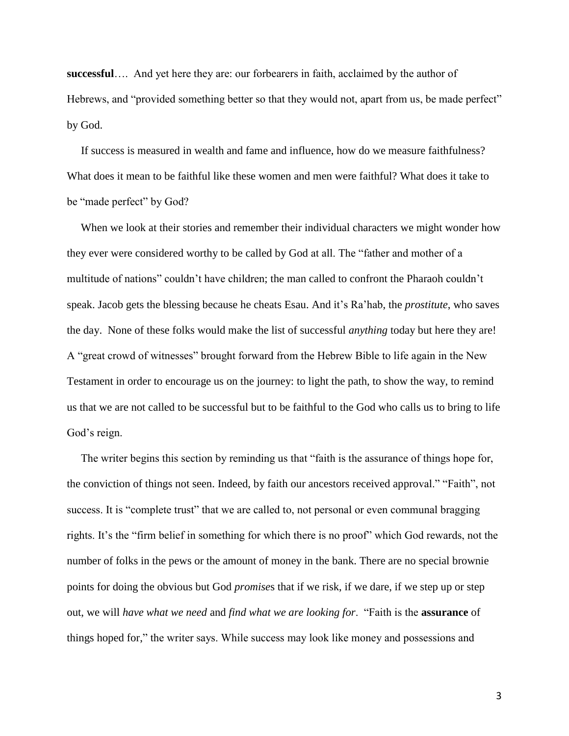**successful**…. And yet here they are: our forbearers in faith, acclaimed by the author of Hebrews, and "provided something better so that they would not, apart from us, be made perfect" by God.

If success is measured in wealth and fame and influence, how do we measure faithfulness? What does it mean to be faithful like these women and men were faithful? What does it take to be "made perfect" by God?

When we look at their stories and remember their individual characters we might wonder how they ever were considered worthy to be called by God at all. The "father and mother of a multitude of nations" couldn't have children; the man called to confront the Pharaoh couldn't speak. Jacob gets the blessing because he cheats Esau. And it's Ra'hab, the *prostitute*, who saves the day. None of these folks would make the list of successful *anything* today but here they are! A "great crowd of witnesses" brought forward from the Hebrew Bible to life again in the New Testament in order to encourage us on the journey: to light the path, to show the way, to remind us that we are not called to be successful but to be faithful to the God who calls us to bring to life God's reign.

The writer begins this section by reminding us that "faith is the assurance of things hope for, the conviction of things not seen. Indeed, by faith our ancestors received approval." "Faith", not success. It is "complete trust" that we are called to, not personal or even communal bragging rights. It's the "firm belief in something for which there is no proof" which God rewards, not the number of folks in the pews or the amount of money in the bank. There are no special brownie points for doing the obvious but God *promise*s that if we risk, if we dare, if we step up or step out, we will *have what we need* and *find what we are looking for*. "Faith is the **assurance** of things hoped for," the writer says. While success may look like money and possessions and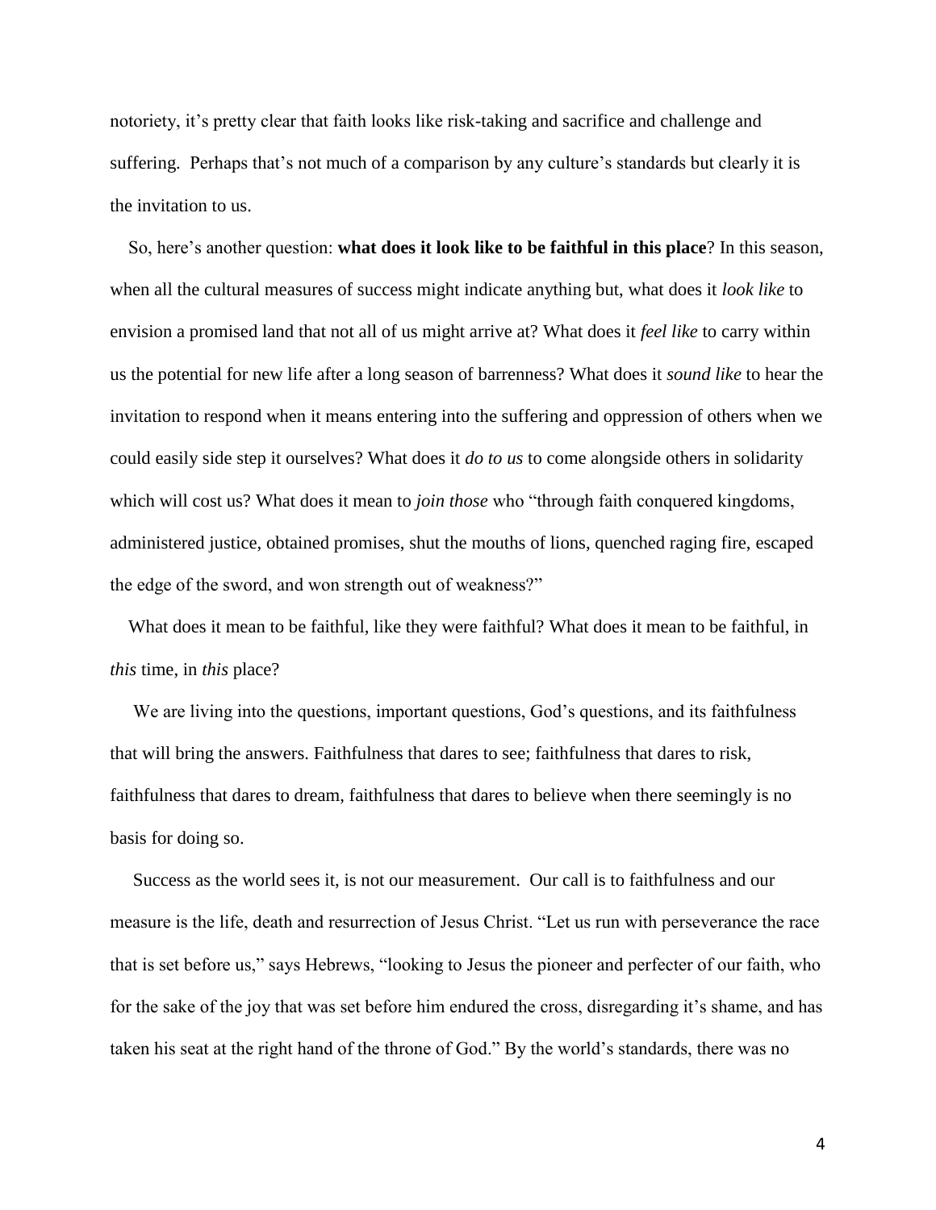notoriety, it's pretty clear that faith looks like risk-taking and sacrifice and challenge and suffering. Perhaps that's not much of a comparison by any culture's standards but clearly it is the invitation to us.

So, here's another question: **what does it look like to be faithful in this place**? In this season, when all the cultural measures of success might indicate anything but, what does it *look like* to envision a promised land that not all of us might arrive at? What does it *feel like* to carry within us the potential for new life after a long season of barrenness? What does it *sound like* to hear the invitation to respond when it means entering into the suffering and oppression of others when we could easily side step it ourselves? What does it *do to us* to come alongside others in solidarity which will cost us? What does it mean to *join those* who "through faith conquered kingdoms, administered justice, obtained promises, shut the mouths of lions, quenched raging fire, escaped the edge of the sword, and won strength out of weakness?"

What does it mean to be faithful, like they were faithful? What does it mean to be faithful, in *this* time, in *this* place?

We are living into the questions, important questions, God's questions, and its faithfulness that will bring the answers. Faithfulness that dares to see; faithfulness that dares to risk, faithfulness that dares to dream, faithfulness that dares to believe when there seemingly is no basis for doing so.

Success as the world sees it, is not our measurement. Our call is to faithfulness and our measure is the life, death and resurrection of Jesus Christ. "Let us run with perseverance the race that is set before us," says Hebrews, "looking to Jesus the pioneer and perfecter of our faith, who for the sake of the joy that was set before him endured the cross, disregarding it's shame, and has taken his seat at the right hand of the throne of God." By the world's standards, there was no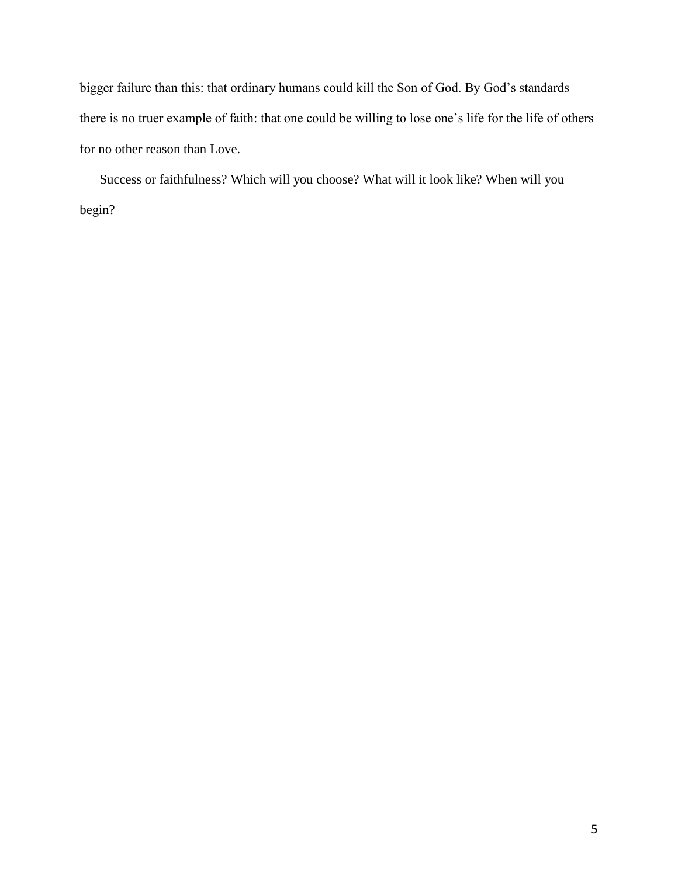bigger failure than this: that ordinary humans could kill the Son of God. By God's standards there is no truer example of faith: that one could be willing to lose one's life for the life of others for no other reason than Love.

Success or faithfulness? Which will you choose? What will it look like? When will you begin?